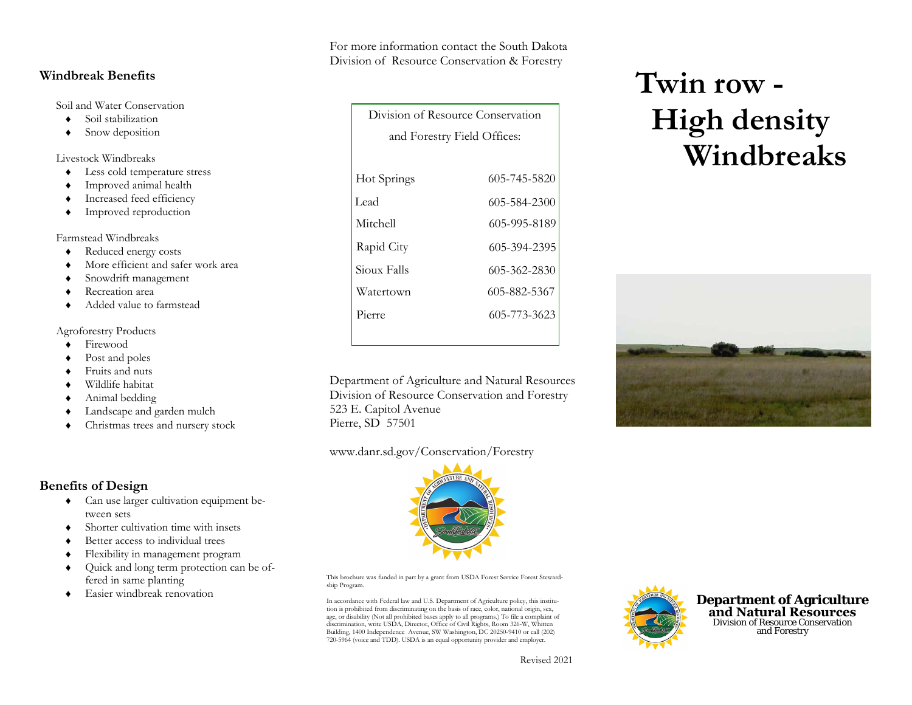## Windbreak Benefits

Soil and Water Conservation

- Soil stabilization
- Snow deposition

Livestock Windbreaks

- Less cold temperature stress
- Improved animal health
- Increased feed efficiency
- Improved reproduction

Farmstead Windbreaks

- Reduced energy costs
- More efficient and safer work area
- Snowdrift management
- Recreation area
- Added value to farmstead

Agroforestry Products

- Firewood
- Post and poles
- Fruits and nuts
- Wildlife habitat
- Animal bedding
- Landscape and garden mulch
- Christmas trees and nursery stock

## Benefits of Design

- Can use larger cultivation equipment between sets
- Shorter cultivation time with insets
- Better access to individual trees
- Flexibility in management program
- Quick and long term protection can be offered in same planting
- Easier windbreak renovation

For more information contact the South Dakota Division of Resource Conservation & Forestry

Division of Resource Conservation and Forestry Field Offices:

| | |
|---|---|
| Hot Springs | 605-745-5820 |
| Lead | 605-584-2300 |
| Mitchell | 605-995-8189 |
| Rapid City | 605-394-2395 |
| Sioux Falls | 605-362-2830 |
| Watertown | 605-882-5367 |
| Pierre | 605-773-3623 |

Department of Agriculture and Natural Resources
Division of Resource Conservation and Forestry
523 E. Capitol Avenue
Pierre, SD 57501

www.danr.sd.gov/Conservation/Forestry

This brochure was funded in part by a grant from USDA Forest Service Forest Stewardship Program.

In accordance with Federal law and U.S. Department of Agriculture policy, this institution is prohibited from discriminating on the basis of race, color, national origin, sex, age, or disability (Not all prohibited bases apply to all programs.) To file a complaint of discrimination, write USDA, Director, Office of Civil Rights, Room 326-W, Whitten Building, 1400 Independence Avenue, SW Washington, DC 20250-9410 or call (202) 720-5964 (voice and TDD). USDA is an equal opportunity provider and employer.

Revised 2021

# Twin row - High density Windbreaks

**Department of Agriculture and Natural Resources**
Division of Resource Conservation and Forestry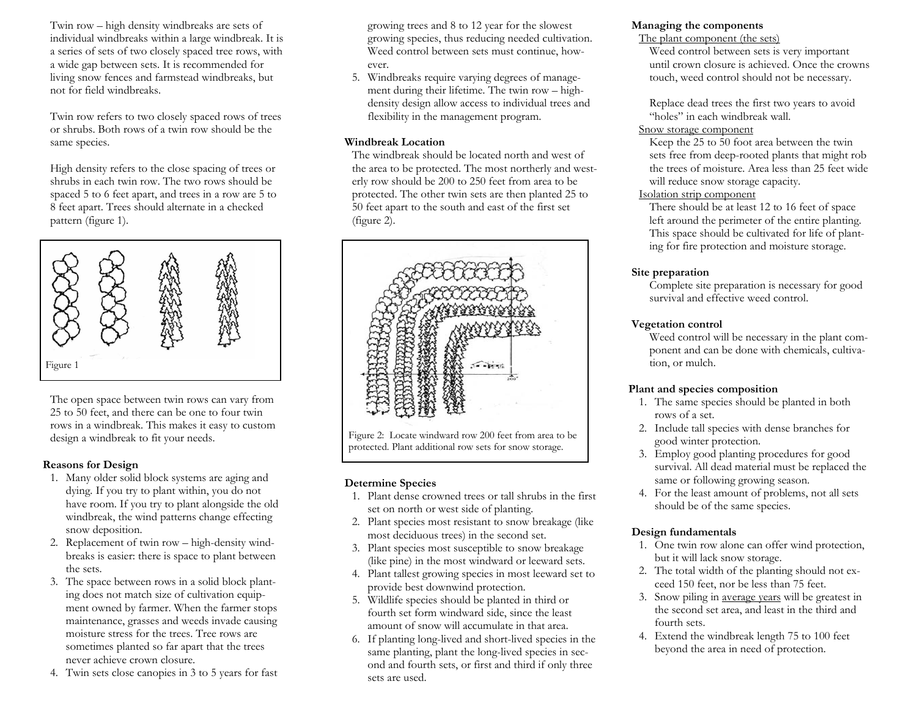Twin row – high density windbreaks are sets of individual windbreaks within a large windbreak. It is a series of sets of two closely spaced tree rows, with a wide gap between sets. It is recommended for living snow fences and farmstead windbreaks, but not for field windbreaks.

Twin row refers to two closely spaced rows of trees or shrubs. Both rows of a twin row should be the same species.

High density refers to the close spacing of trees or shrubs in each twin row. The two rows should be spaced 5 to 6 feet apart, and trees in a row are 5 to 8 feet apart. Trees should alternate in a checked pattern (figure 1).

Figure 1

The open space between twin rows can vary from 25 to 50 feet, and there can be one to four twin rows in a windbreak. This makes it easy to custom design a windbreak to fit your needs.

**Reasons for Design**

1. Many older solid block systems are aging and dying. If you try to plant within, you do not have room. If you try to plant alongside the old windbreak, the wind patterns change effecting snow deposition.
2. Replacement of twin row – high-density windbreaks is easier: there is space to plant between the sets.
3. The space between rows in a solid block planting does not match size of cultivation equipment owned by farmer. When the farmer stops maintenance, grasses and weeds invade causing moisture stress for the trees. Tree rows are sometimes planted so far apart that the trees never achieve crown closure.
4. Twin sets close canopies in 3 to 5 years for fast growing trees and 8 to 12 year for the slowest growing species, thus reducing needed cultivation. Weed control between sets must continue, however.
5. Windbreaks require varying degrees of management during their lifetime. The twin row – high-density design allow access to individual trees and flexibility in the management program.

**Windbreak Location**

The windbreak should be located north and west of the area to be protected. The most northerly and westerly row should be 200 to 250 feet from area to be protected. The other twin sets are then planted 25 to 50 feet apart to the south and east of the first set (figure 2).

200'

Figure 2: Locate windward row 200 feet from area to be protected. Plant additional row sets for snow storage.

**Determine Species**

1. Plant dense crowned trees or tall shrubs in the first set on north or west side of planting.
2. Plant species most resistant to snow breakage (like most deciduous trees) in the second set.
3. Plant species most susceptible to snow breakage (like pine) in the most windward or leeward sets.
4. Plant tallest growing species in most leeward set to provide best downwind protection.
5. Wildlife species should be planted in third or fourth set form windward side, since the least amount of snow will accumulate in that area.
6. If planting long-lived and short-lived species in the same planting, plant the short-lived species in second and fourth sets, or first and third if only three sets are used.

**Managing the components**

The plant component (the sets)

Weed control between sets is very important until crown closure is achieved. Once the crowns touch, weed control should not be necessary.

Replace dead trees the first two years to avoid "holes" in each windbreak wall.

Snow storage component

Keep the 25 to 50 foot area between the twin sets free from deep-rooted plants that might rob the trees of moisture. Area less than 25 feet wide will reduce snow storage capacity.

Isolation strip component

There should be at least 12 to 16 feet of space left around the perimeter of the entire planting. This space should be cultivated for life of planting for fire protection and moisture storage.

**Site preparation**

Complete site preparation is necessary for good survival and effective weed control.

**Vegetation control**

Weed control will be necessary in the plant component and can be done with chemicals, cultivation, or mulch.

**Plant and species composition**

1. The same species should be planted in both rows of a set.
2. Include tall species with dense branches for good winter protection.
3. Employ good planting procedures for good survival. All dead material must be replaced the same or following growing season.
4. For the least amount of problems, not all sets should be of the same species.

**Design fundamentals**

1. One twin row alone can offer wind protection, but it will lack snow storage.
2. The total width of the planting should not exceed 150 feet, nor be less than 75 feet.
3. Snow piling in average years will be greatest in the second set area, and least in the third and fourth sets.
4. Extend the windbreak length 75 to 100 feet beyond the area in need of protection.